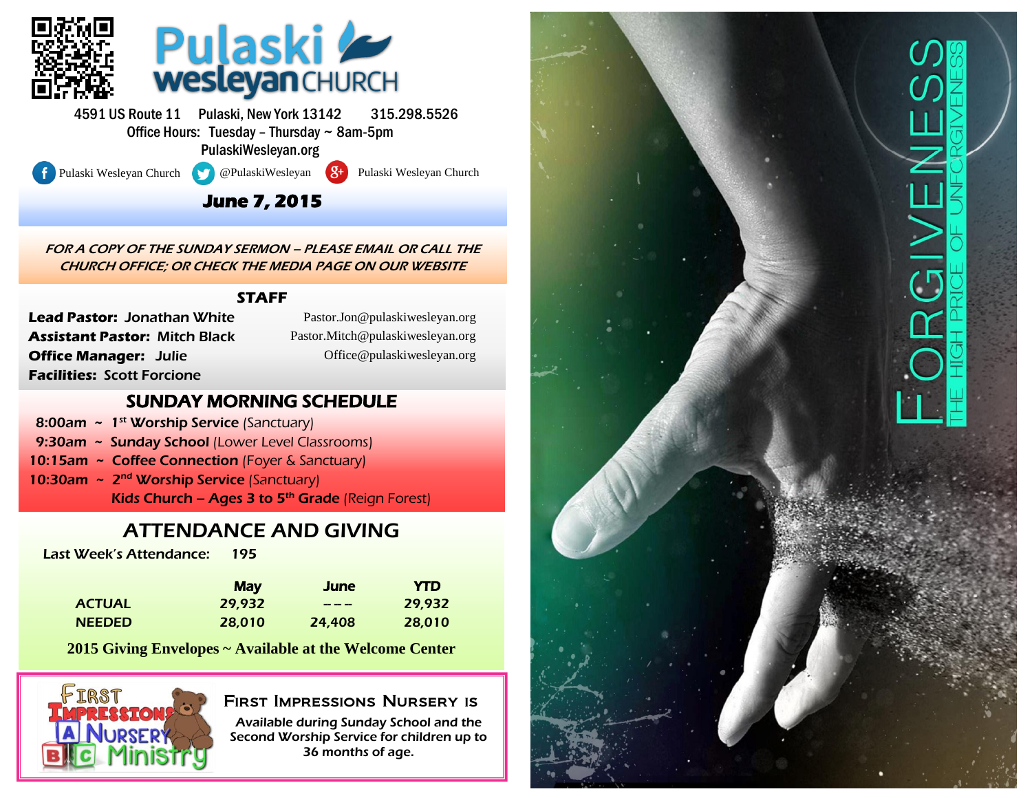# Pulaski wesleyan CHURCH

4591 US Route 11   Pulaski, New York 13142   315.298.5526
Office Hours: Tuesday – Thursday ~ 8am-5pm
PulaskiWesleyan.org

Pulaski Wesleyan Church   @PulaskiWesleyan   Pulaski Wesleyan Church

## June 7, 2015

*FOR A COPY OF THE SUNDAY SERMON – PLEASE EMAIL OR CALL THE CHURCH OFFICE; OR CHECK THE MEDIA PAGE ON OUR WEBSITE*

## STAFF

**Lead Pastor:** Jonathan White — Pastor.Jon@pulaskiwesleyan.org
**Assistant Pastor:** Mitch Black — Pastor.Mitch@pulaskiwesleyan.org
**Office Manager:** Julie — Office@pulaskiwesleyan.org
**Facilities:** Scott Forcione

## SUNDAY MORNING SCHEDULE

8:00am ~ **1st Worship Service** (Sanctuary)
9:30am ~ **Sunday School** (Lower Level Classrooms)
10:15am ~ **Coffee Connection** (Foyer & Sanctuary)
10:30am ~ **2nd Worship Service** (Sanctuary)
**Kids Church – Ages 3 to 5th Grade** (Reign Forest)

## ATTENDANCE AND GIVING

Last Week's Attendance: 195

| | May | June | YTD |
|---|---|---|---|
| ACTUAL | 29,932 | – – – | 29,932 |
| NEEDED | 28,010 | 24,408 | 28,010 |

**2015 Giving Envelopes ~ Available at the Welcome Center**

First Impressions Nursery Ministry

**First Impressions Nursery is**
Available during Sunday School and the Second Worship Service for children up to 36 months of age.

FORGIVENESS
THE HIGH PRICE OF UNFORGIVENESS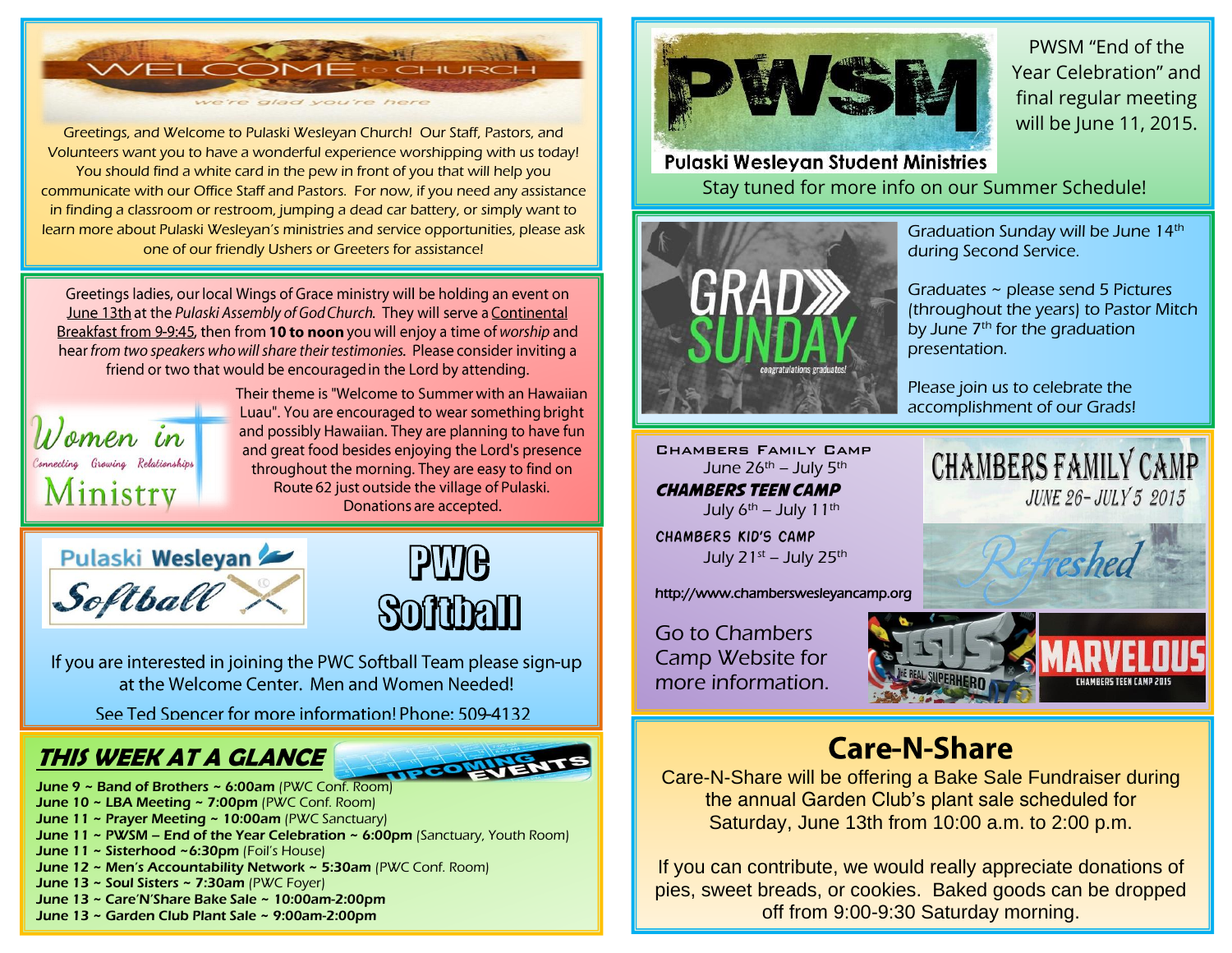# WELCOME to CHURCH

*we're glad you're here*

Greetings, and Welcome to Pulaski Wesleyan Church! Our Staff, Pastors, and Volunteers want you to have a wonderful experience worshipping with us today! You should find a white card in the pew in front of you that will help you communicate with our Office Staff and Pastors. For now, if you need any assistance in finding a classroom or restroom, jumping a dead car battery, or simply want to learn more about Pulaski Wesleyan's ministries and service opportunities, please ask one of our friendly Ushers or Greeters for assistance!

Greetings ladies, our local Wings of Grace ministry will be holding an event on June 13th at the *Pulaski Assembly of God Church*. They will serve a Continental Breakfast from 9-9:45, then from **10 to noon** you will enjoy a time of *worship* and hear *from two speakers who will share their testimonies*. Please consider inviting a friend or two that would be encouraged in the Lord by attending.

Women in Ministry — Connecting Growing Relationships

Their theme is "Welcome to Summer with an Hawaiian Luau". You are encouraged to wear something bright and possibly Hawaiian. They are planning to have fun and great food besides enjoying the Lord's presence throughout the morning. They are easy to find on Route 62 just outside the village of Pulaski. Donations are accepted.

## Pulaski Wesleyan Softball

## PWC Softball

If you are interested in joining the PWC Softball Team please sign-up at the Welcome Center. Men and Women Needed!

See Ted Spencer for more information! Phone: 509-4132

## *THIS WEEK AT A GLANCE* — UPCOMING EVENTS

**June 9 ~ Band of Brothers ~ 6:00am** (PWC Conf. Room)
**June 10 ~ LBA Meeting ~ 7:00pm** (PWC Conf. Room)
**June 11 ~ Prayer Meeting ~ 10:00am** (PWC Sanctuary)
**June 11 ~ PWSM – End of the Year Celebration ~ 6:00pm** (Sanctuary, Youth Room)
**June 11 ~ Sisterhood ~6:30pm** (Foil's House)
**June 12 ~ Men's Accountability Network ~ 5:30am** (PWC Conf. Room)
**June 13 ~ Soul Sisters ~ 7:30am** (PWC Foyer)
**June 13 ~ Care'N'Share Bake Sale ~ 10:00am-2:00pm**
**June 13 ~ Garden Club Plant Sale ~ 9:00am-2:00pm**

## PWSM

Pulaski Wesleyan Student Ministries

PWSM "End of the Year Celebration" and final regular meeting will be June 11, 2015.

Stay tuned for more info on our Summer Schedule!

## GRAD SUNDAY

*congratulations graduates!*

Graduation Sunday will be June 14th during Second Service.

Graduates ~ please send 5 Pictures (throughout the years) to Pastor Mitch by June 7th for the graduation presentation.

Please join us to celebrate the accomplishment of our Grads!

**Chambers Family Camp**
June 26th – July 5th

***Chambers Teen Camp***
July 6th – July 11th

**Chambers Kid's Camp**
July 21st – July 25th

http://www.chamberswesleyancamp.org

Go to Chambers Camp Website for more information.

CHAMBERS FAMILY CAMP — JUNE 26 - JULY 5 2015 — Refreshed

JESUS THE REAL SUPERHERO — MARVELOUS CHAMBERS TEEN CAMP 2015

## Care-N-Share

Care-N-Share will be offering a Bake Sale Fundraiser during the annual Garden Club's plant sale scheduled for Saturday, June 13th from 10:00 a.m. to 2:00 p.m.

If you can contribute, we would really appreciate donations of pies, sweet breads, or cookies. Baked goods can be dropped off from 9:00-9:30 Saturday morning.